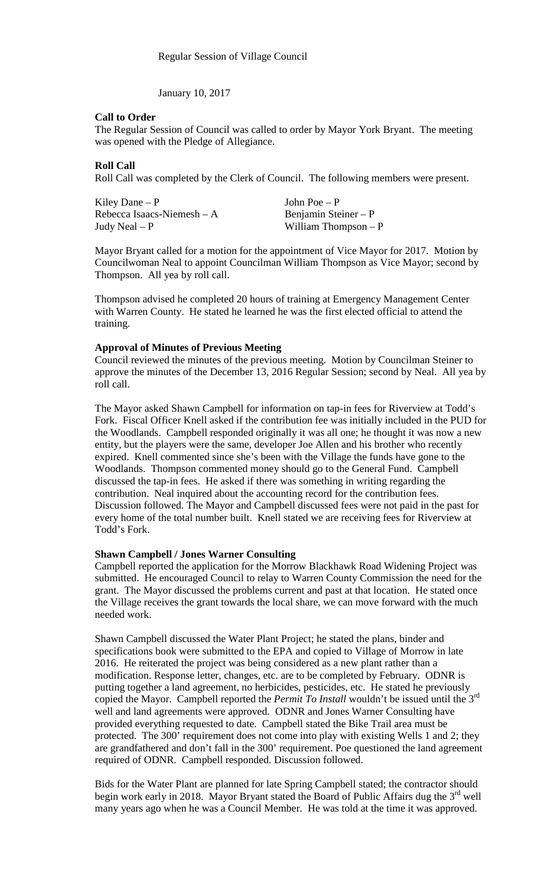Regular Session of Village Council

January 10, 2017

**Call to Order**

The Regular Session of Council was called to order by Mayor York Bryant. The meeting was opened with the Pledge of Allegiance.

**Roll Call**

Roll Call was completed by the Clerk of Council. The following members were present.

| | |
|---|---|
| Kiley Dane – P | John Poe – P |
| Rebecca Isaacs-Niemesh – A | Benjamin Steiner – P |
| Judy Neal – P | William Thompson – P |

Mayor Bryant called for a motion for the appointment of Vice Mayor for 2017. Motion by Councilwoman Neal to appoint Councilman William Thompson as Vice Mayor; second by Thompson. All yea by roll call.

Thompson advised he completed 20 hours of training at Emergency Management Center with Warren County. He stated he learned he was the first elected official to attend the training.

**Approval of Minutes of Previous Meeting**

Council reviewed the minutes of the previous meeting. Motion by Councilman Steiner to approve the minutes of the December 13, 2016 Regular Session; second by Neal. All yea by roll call.

The Mayor asked Shawn Campbell for information on tap-in fees for Riverview at Todd's Fork. Fiscal Officer Knell asked if the contribution fee was initially included in the PUD for the Woodlands. Campbell responded originally it was all one; he thought it was now a new entity, but the players were the same, developer Joe Allen and his brother who recently expired. Knell commented since she's been with the Village the funds have gone to the Woodlands. Thompson commented money should go to the General Fund. Campbell discussed the tap-in fees. He asked if there was something in writing regarding the contribution. Neal inquired about the accounting record for the contribution fees. Discussion followed. The Mayor and Campbell discussed fees were not paid in the past for every home of the total number built. Knell stated we are receiving fees for Riverview at Todd's Fork.

**Shawn Campbell / Jones Warner Consulting**

Campbell reported the application for the Morrow Blackhawk Road Widening Project was submitted. He encouraged Council to relay to Warren County Commission the need for the grant. The Mayor discussed the problems current and past at that location. He stated once the Village receives the grant towards the local share, we can move forward with the much needed work.

Shawn Campbell discussed the Water Plant Project; he stated the plans, binder and specifications book were submitted to the EPA and copied to Village of Morrow in late 2016. He reiterated the project was being considered as a new plant rather than a modification. Response letter, changes, etc. are to be completed by February. ODNR is putting together a land agreement, no herbicides, pesticides, etc. He stated he previously copied the Mayor. Campbell reported the *Permit To Install* wouldn't be issued until the 3rd well and land agreements were approved. ODNR and Jones Warner Consulting have provided everything requested to date. Campbell stated the Bike Trail area must be protected. The 300' requirement does not come into play with existing Wells 1 and 2; they are grandfathered and don't fall in the 300' requirement. Poe questioned the land agreement required of ODNR. Campbell responded. Discussion followed.

Bids for the Water Plant are planned for late Spring Campbell stated; the contractor should begin work early in 2018. Mayor Bryant stated the Board of Public Affairs dug the 3rd well many years ago when he was a Council Member. He was told at the time it was approved.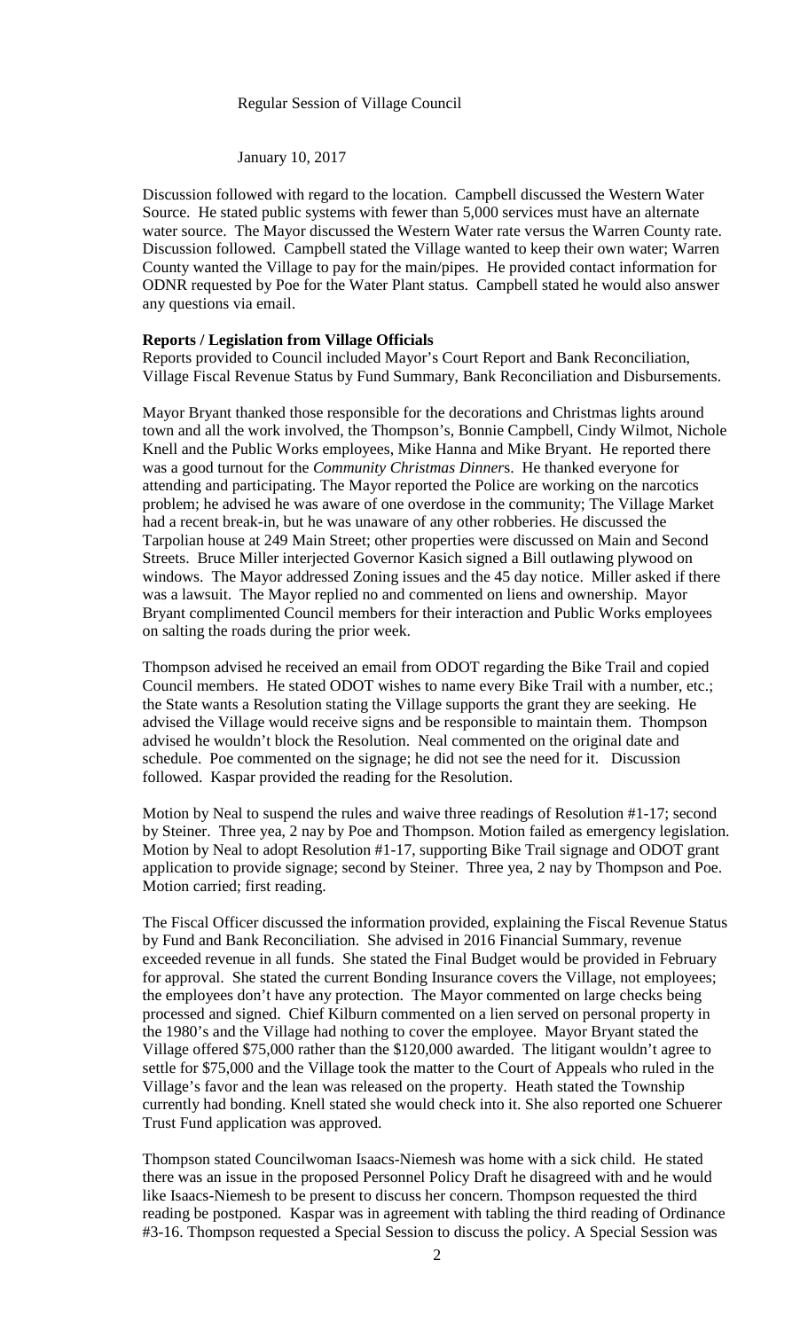Regular Session of Village Council

January 10, 2017

Discussion followed with regard to the location. Campbell discussed the Western Water Source. He stated public systems with fewer than 5,000 services must have an alternate water source. The Mayor discussed the Western Water rate versus the Warren County rate. Discussion followed. Campbell stated the Village wanted to keep their own water; Warren County wanted the Village to pay for the main/pipes. He provided contact information for ODNR requested by Poe for the Water Plant status. Campbell stated he would also answer any questions via email.

**Reports / Legislation from Village Officials**

Reports provided to Council included Mayor's Court Report and Bank Reconciliation, Village Fiscal Revenue Status by Fund Summary, Bank Reconciliation and Disbursements.

Mayor Bryant thanked those responsible for the decorations and Christmas lights around town and all the work involved, the Thompson's, Bonnie Campbell, Cindy Wilmot, Nichole Knell and the Public Works employees, Mike Hanna and Mike Bryant. He reported there was a good turnout for the *Community Christmas Dinner*s. He thanked everyone for attending and participating. The Mayor reported the Police are working on the narcotics problem; he advised he was aware of one overdose in the community; The Village Market had a recent break-in, but he was unaware of any other robberies. He discussed the Tarpolian house at 249 Main Street; other properties were discussed on Main and Second Streets. Bruce Miller interjected Governor Kasich signed a Bill outlawing plywood on windows. The Mayor addressed Zoning issues and the 45 day notice. Miller asked if there was a lawsuit. The Mayor replied no and commented on liens and ownership. Mayor Bryant complimented Council members for their interaction and Public Works employees on salting the roads during the prior week.

Thompson advised he received an email from ODOT regarding the Bike Trail and copied Council members. He stated ODOT wishes to name every Bike Trail with a number, etc.; the State wants a Resolution stating the Village supports the grant they are seeking. He advised the Village would receive signs and be responsible to maintain them. Thompson advised he wouldn't block the Resolution. Neal commented on the original date and schedule. Poe commented on the signage; he did not see the need for it. Discussion followed. Kaspar provided the reading for the Resolution.

Motion by Neal to suspend the rules and waive three readings of Resolution #1-17; second by Steiner. Three yea, 2 nay by Poe and Thompson. Motion failed as emergency legislation. Motion by Neal to adopt Resolution #1-17, supporting Bike Trail signage and ODOT grant application to provide signage; second by Steiner. Three yea, 2 nay by Thompson and Poe. Motion carried; first reading.

The Fiscal Officer discussed the information provided, explaining the Fiscal Revenue Status by Fund and Bank Reconciliation. She advised in 2016 Financial Summary, revenue exceeded revenue in all funds. She stated the Final Budget would be provided in February for approval. She stated the current Bonding Insurance covers the Village, not employees; the employees don't have any protection. The Mayor commented on large checks being processed and signed. Chief Kilburn commented on a lien served on personal property in the 1980's and the Village had nothing to cover the employee. Mayor Bryant stated the Village offered $75,000 rather than the $120,000 awarded. The litigant wouldn't agree to settle for $75,000 and the Village took the matter to the Court of Appeals who ruled in the Village's favor and the lean was released on the property. Heath stated the Township currently had bonding. Knell stated she would check into it. She also reported one Schuerer Trust Fund application was approved.

Thompson stated Councilwoman Isaacs-Niemesh was home with a sick child. He stated there was an issue in the proposed Personnel Policy Draft he disagreed with and he would like Isaacs-Niemesh to be present to discuss her concern. Thompson requested the third reading be postponed. Kaspar was in agreement with tabling the third reading of Ordinance #3-16. Thompson requested a Special Session to discuss the policy. A Special Session was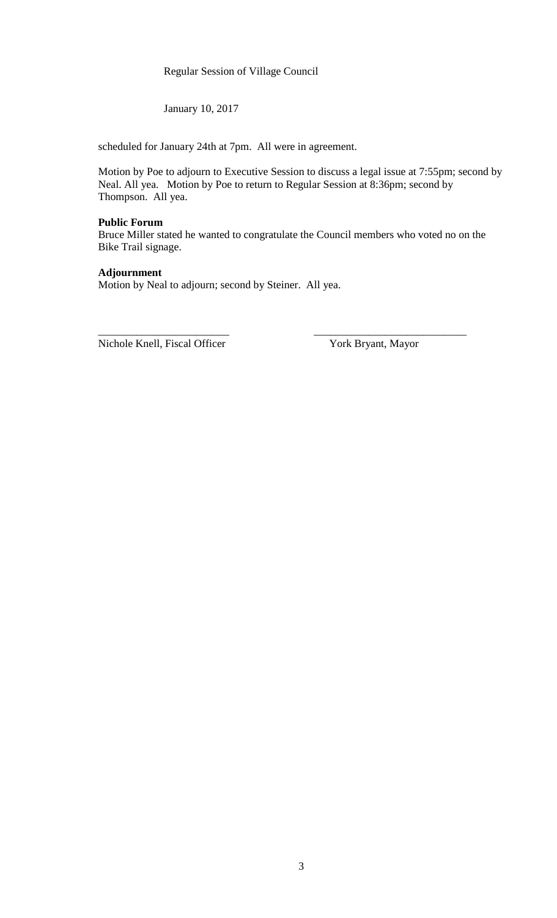scheduled for January 24th at 7pm. All were in agreement.

Motion by Poe to adjourn to Executive Session to discuss a legal issue at 7:55pm; second by Neal. All yea. Motion by Poe to return to Regular Session at 8:36pm; second by Thompson. All yea.

**Public Forum**
Bruce Miller stated he wanted to congratulate the Council members who voted no on the Bike Trail signage.

**Adjournment**
Motion by Neal to adjourn; second by Steiner. All yea.

________________________ ____________________________
Nichole Knell, Fiscal Officer York Bryant, Mayor